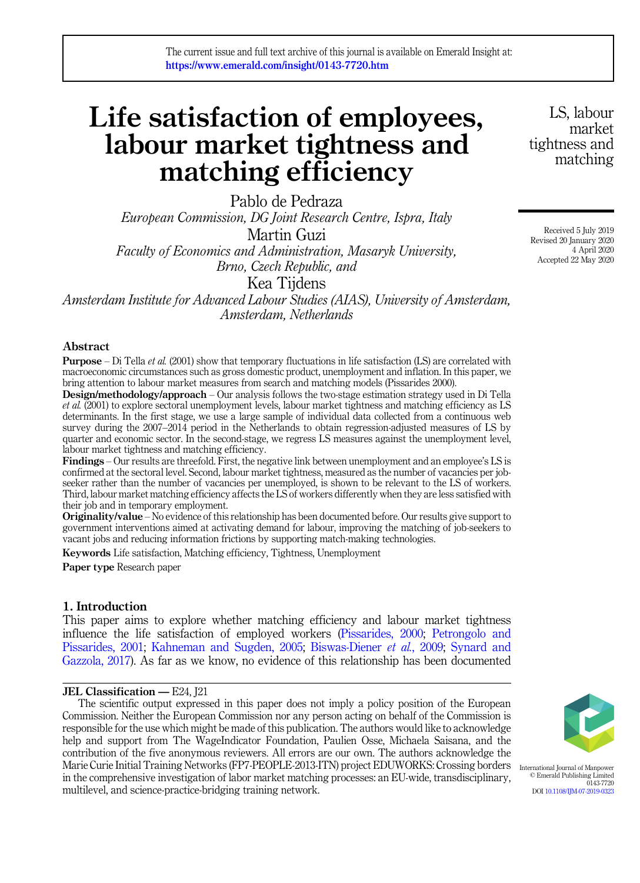# Life satisfaction of employees, labour market tightness and matching efficiency

Pablo de Pedraza

*European Commission, DG Joint Research Centre, Ispra, Italy*

Martin Guzi

*Faculty of Economics and Administration, Masaryk University, Brno, Czech Republic, and*

Kea Tijdens

*Amsterdam Institute for Advanced Labour Studies (AIAS), University of Amsterdam, Amsterdam, Netherlands*

Received 5 July 2019
Revised 20 January 2020
4 April 2020
Accepted 22 May 2020

## Abstract

**Purpose** – Di Tella *et al.* (2001) show that temporary fluctuations in life satisfaction (LS) are correlated with macroeconomic circumstances such as gross domestic product, unemployment and inflation. In this paper, we bring attention to labour market measures from search and matching models (Pissarides 2000).

**Design/methodology/approach** – Our analysis follows the two-stage estimation strategy used in Di Tella *et al.* (2001) to explore sectoral unemployment levels, labour market tightness and matching efficiency as LS determinants. In the first stage, we use a large sample of individual data collected from a continuous web survey during the 2007–2014 period in the Netherlands to obtain regression-adjusted measures of LS by quarter and economic sector. In the second-stage, we regress LS measures against the unemployment level, labour market tightness and matching efficiency.

**Findings** – Our results are threefold. First, the negative link between unemployment and an employee's LS is confirmed at the sectoral level. Second, labour market tightness, measured as the number of vacancies per job-seeker rather than the number of vacancies per unemployed, is shown to be relevant to the LS of workers. Third, labour market matching efficiency affects the LS of workers differently when they are less satisfied with their job and in temporary employment.

**Originality/value** – No evidence of this relationship has been documented before. Our results give support to government interventions aimed at activating demand for labour, improving the matching of job-seekers to vacant jobs and reducing information frictions by supporting match-making technologies.

**Keywords** Life satisfaction, Matching efficiency, Tightness, Unemployment

**Paper type** Research paper

## 1. Introduction

This paper aims to explore whether matching efficiency and labour market tightness influence the life satisfaction of employed workers (Pissarides, 2000; Petrongolo and Pissarides, 2001; Kahneman and Sugden, 2005; Biswas-Diener *et al.*, 2009; Synard and Gazzola, 2017). As far as we know, no evidence of this relationship has been documented

**JEL Classification —** E24, J21

The scientific output expressed in this paper does not imply a policy position of the European Commission. Neither the European Commission nor any person acting on behalf of the Commission is responsible for the use which might be made of this publication. The authors would like to acknowledge help and support from The WageIndicator Foundation, Paulien Osse, Michaela Saisana, and the contribution of the five anonymous reviewers. All errors are our own. The authors acknowledge the Marie Curie Initial Training Networks (FP7-PEOPLE-2013-ITN) project EDUWORKS: Crossing borders in the comprehensive investigation of labor market matching processes: an EU-wide, transdisciplinary, multilevel, and science-practice-bridging training network.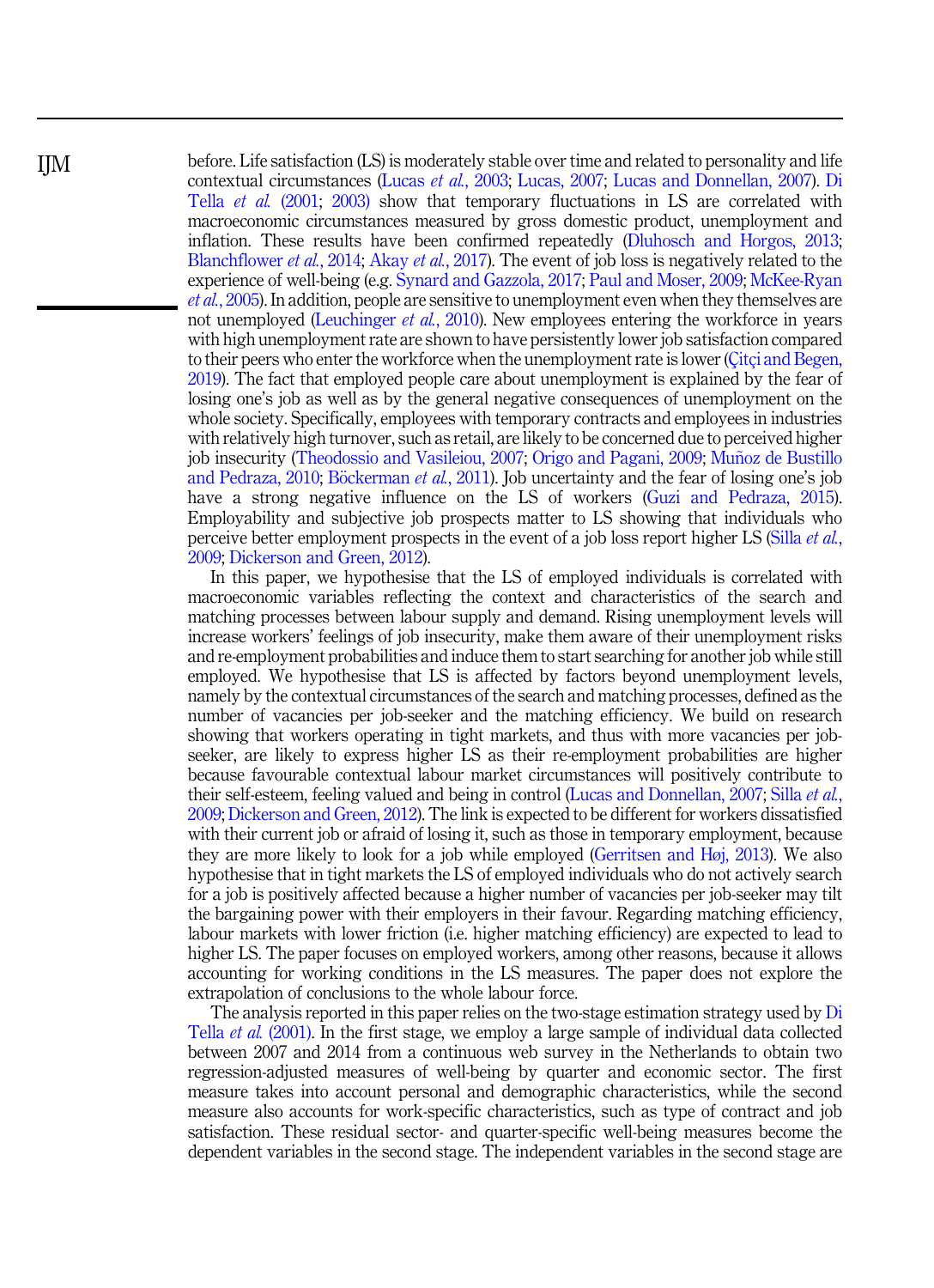before. Life satisfaction (LS) is moderately stable over time and related to personality and life contextual circumstances (Lucas *et al.*, 2003; Lucas, 2007; Lucas and Donnellan, 2007). Di Tella *et al.* (2001; 2003) show that temporary fluctuations in LS are correlated with macroeconomic circumstances measured by gross domestic product, unemployment and inflation. These results have been confirmed repeatedly (Dluhosch and Horgos, 2013; Blanchflower *et al.*, 2014; Akay *et al.*, 2017). The event of job loss is negatively related to the experience of well-being (e.g. Synard and Gazzola, 2017; Paul and Moser, 2009; McKee-Ryan *et al.*, 2005). In addition, people are sensitive to unemployment even when they themselves are not unemployed (Leuchinger *et al.*, 2010). New employees entering the workforce in years with high unemployment rate are shown to have persistently lower job satisfaction compared to their peers who enter the workforce when the unemployment rate is lower (Çitçi and Begen, 2019). The fact that employed people care about unemployment is explained by the fear of losing one's job as well as by the general negative consequences of unemployment on the whole society. Specifically, employees with temporary contracts and employees in industries with relatively high turnover, such as retail, are likely to be concerned due to perceived higher job insecurity (Theodossio and Vasileiou, 2007; Origo and Pagani, 2009; Muñoz de Bustillo and Pedraza, 2010; Böckerman *et al.*, 2011). Job uncertainty and the fear of losing one's job have a strong negative influence on the LS of workers (Guzi and Pedraza, 2015). Employability and subjective job prospects matter to LS showing that individuals who perceive better employment prospects in the event of a job loss report higher LS (Silla *et al.*, 2009; Dickerson and Green, 2012).

In this paper, we hypothesise that the LS of employed individuals is correlated with macroeconomic variables reflecting the context and characteristics of the search and matching processes between labour supply and demand. Rising unemployment levels will increase workers' feelings of job insecurity, make them aware of their unemployment risks and re-employment probabilities and induce them to start searching for another job while still employed. We hypothesise that LS is affected by factors beyond unemployment levels, namely by the contextual circumstances of the search and matching processes, defined as the number of vacancies per job-seeker and the matching efficiency. We build on research showing that workers operating in tight markets, and thus with more vacancies per job-seeker, are likely to express higher LS as their re-employment probabilities are higher because favourable contextual labour market circumstances will positively contribute to their self-esteem, feeling valued and being in control (Lucas and Donnellan, 2007; Silla *et al.*, 2009; Dickerson and Green, 2012). The link is expected to be different for workers dissatisfied with their current job or afraid of losing it, such as those in temporary employment, because they are more likely to look for a job while employed (Gerritsen and Høj, 2013). We also hypothesise that in tight markets the LS of employed individuals who do not actively search for a job is positively affected because a higher number of vacancies per job-seeker may tilt the bargaining power with their employers in their favour. Regarding matching efficiency, labour markets with lower friction (i.e. higher matching efficiency) are expected to lead to higher LS. The paper focuses on employed workers, among other reasons, because it allows accounting for working conditions in the LS measures. The paper does not explore the extrapolation of conclusions to the whole labour force.

The analysis reported in this paper relies on the two-stage estimation strategy used by Di Tella *et al.* (2001). In the first stage, we employ a large sample of individual data collected between 2007 and 2014 from a continuous web survey in the Netherlands to obtain two regression-adjusted measures of well-being by quarter and economic sector. The first measure takes into account personal and demographic characteristics, while the second measure also accounts for work-specific characteristics, such as type of contract and job satisfaction. These residual sector- and quarter-specific well-being measures become the dependent variables in the second stage. The independent variables in the second stage are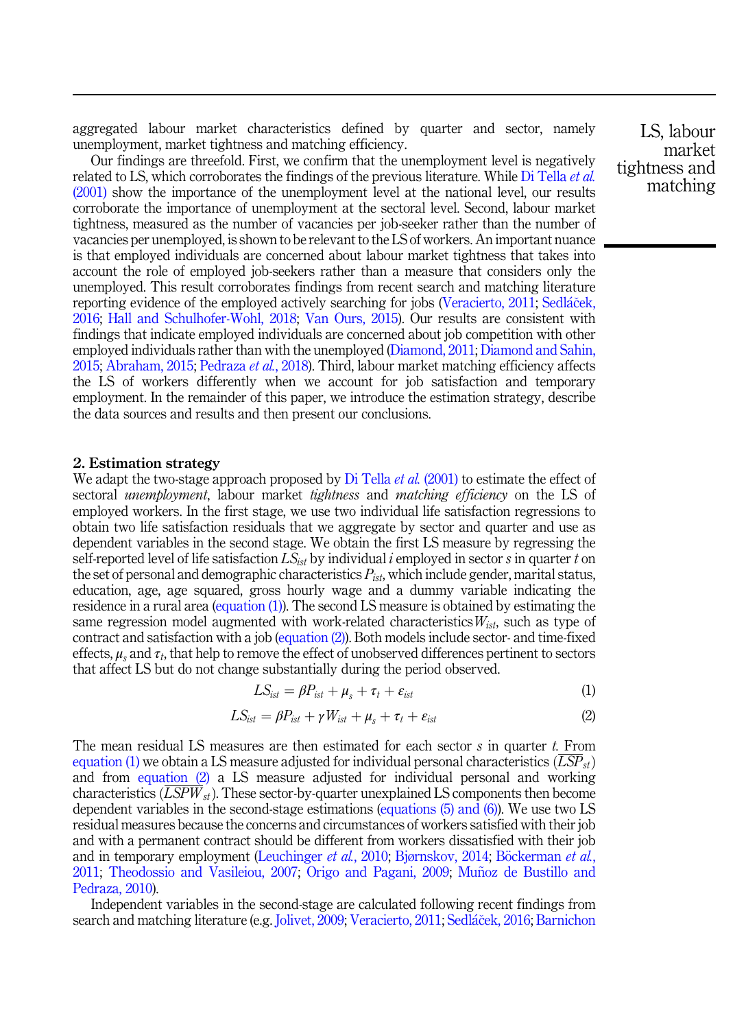aggregated labour market characteristics defined by quarter and sector, namely unemployment, market tightness and matching efficiency.

Our findings are threefold. First, we confirm that the unemployment level is negatively related to LS, which corroborates the findings of the previous literature. While Di Tella *et al.* (2001) show the importance of the unemployment level at the national level, our results corroborate the importance of unemployment at the sectoral level. Second, labour market tightness, measured as the number of vacancies per job-seeker rather than the number of vacancies per unemployed, is shown to be relevant to the LS of workers. An important nuance is that employed individuals are concerned about labour market tightness that takes into account the role of employed job-seekers rather than a measure that considers only the unemployed. This result corroborates findings from recent search and matching literature reporting evidence of the employed actively searching for jobs (Veracierto, 2011; Sedláček, 2016; Hall and Schulhofer-Wohl, 2018; Van Ours, 2015). Our results are consistent with findings that indicate employed individuals are concerned about job competition with other employed individuals rather than with the unemployed (Diamond, 2011; Diamond and Sahin, 2015; Abraham, 2015; Pedraza *et al.*, 2018). Third, labour market matching efficiency affects the LS of workers differently when we account for job satisfaction and temporary employment. In the remainder of this paper, we introduce the estimation strategy, describe the data sources and results and then present our conclusions.

## 2. Estimation strategy

We adapt the two-stage approach proposed by Di Tella *et al.* (2001) to estimate the effect of sectoral *unemployment*, labour market *tightness* and *matching efficiency* on the LS of employed workers. In the first stage, we use two individual life satisfaction regressions to obtain two life satisfaction residuals that we aggregate by sector and quarter and use as dependent variables in the second stage. We obtain the first LS measure by regressing the self-reported level of life satisfaction $LS_{ist}$ by individual $i$ employed in sector $s$ in quarter $t$ on the set of personal and demographic characteristics $P_{ist}$, which include gender, marital status, education, age, age squared, gross hourly wage and a dummy variable indicating the residence in a rural area (equation (1)). The second LS measure is obtained by estimating the same regression model augmented with work-related characteristics $W_{ist}$, such as type of contract and satisfaction with a job (equation (2)). Both models include sector- and time-fixed effects, $\mu_s$ and $\tau_t$, that help to remove the effect of unobserved differences pertinent to sectors that affect LS but do not change substantially during the period observed.

$$LS_{ist} = \beta P_{ist} + \mu_s + \tau_t + \varepsilon_{ist} \tag{1}$$

$$LS_{ist} = \beta P_{ist} + \gamma W_{ist} + \mu_s + \tau_t + \varepsilon_{ist} \tag{2}$$

The mean residual LS measures are then estimated for each sector $s$ in quarter $t$. From equation (1) we obtain a LS measure adjusted for individual personal characteristics ($\overline{LSP}_{st}$) and from equation (2) a LS measure adjusted for individual personal and working characteristics ($\overline{LSPW}_{st}$). These sector-by-quarter unexplained LS components then become dependent variables in the second-stage estimations (equations (5) and (6)). We use two LS residual measures because the concerns and circumstances of workers satisfied with their job and with a permanent contract should be different from workers dissatisfied with their job and in temporary employment (Leuchinger *et al.*, 2010; Bjørnskov, 2014; Böckerman *et al.*, 2011; Theodossio and Vasileiou, 2007; Origo and Pagani, 2009; Muñoz de Bustillo and Pedraza, 2010).

Independent variables in the second-stage are calculated following recent findings from search and matching literature (e.g. Jolivet, 2009; Veracierto, 2011; Sedláček, 2016; Barnichon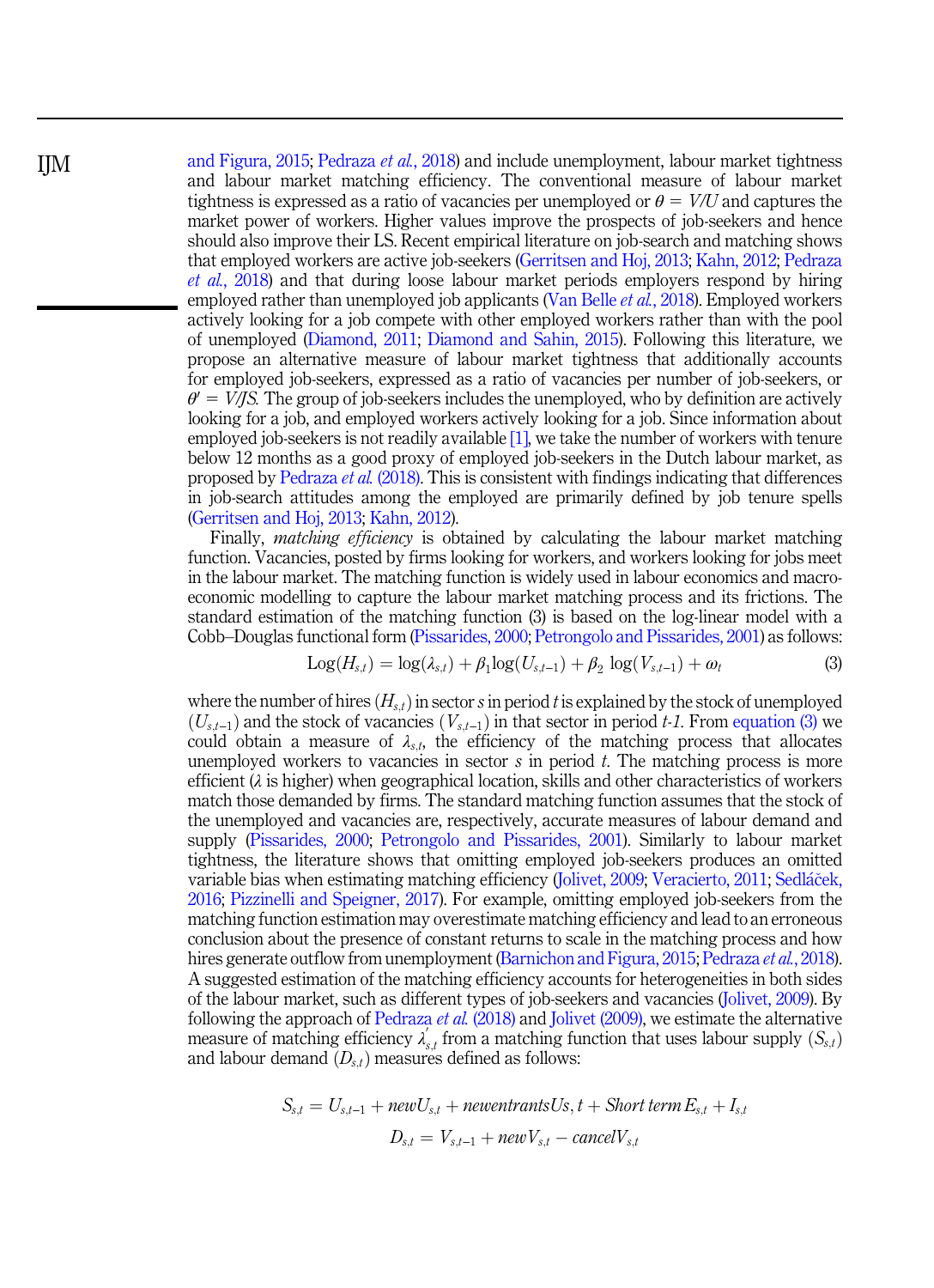and Figura, 2015; Pedraza *et al.*, 2018) and include unemployment, labour market tightness and labour market matching efficiency. The conventional measure of labour market tightness is expressed as a ratio of vacancies per unemployed or $\theta = V/U$ and captures the market power of workers. Higher values improve the prospects of job-seekers and hence should also improve their LS. Recent empirical literature on job-search and matching shows that employed workers are active job-seekers (Gerritsen and Hoj, 2013; Kahn, 2012; Pedraza *et al.*, 2018) and that during loose labour market periods employers respond by hiring employed rather than unemployed job applicants (Van Belle *et al.*, 2018). Employed workers actively looking for a job compete with other employed workers rather than with the pool of unemployed (Diamond, 2011; Diamond and Sahin, 2015). Following this literature, we propose an alternative measure of labour market tightness that additionally accounts for employed job-seekers, expressed as a ratio of vacancies per number of job-seekers, or $\theta' = V/JS$. The group of job-seekers includes the unemployed, who by definition are actively looking for a job, and employed workers actively looking for a job. Since information about employed job-seekers is not readily available [1], we take the number of workers with tenure below 12 months as a good proxy of employed job-seekers in the Dutch labour market, as proposed by Pedraza *et al.* (2018). This is consistent with findings indicating that differences in job-search attitudes among the employed are primarily defined by job tenure spells (Gerritsen and Hoj, 2013; Kahn, 2012).

Finally, *matching efficiency* is obtained by calculating the labour market matching function. Vacancies, posted by firms looking for workers, and workers looking for jobs meet in the labour market. The matching function is widely used in labour economics and macro-economic modelling to capture the labour market matching process and its frictions. The standard estimation of the matching function (3) is based on the log-linear model with a Cobb–Douglas functional form (Pissarides, 2000; Petrongolo and Pissarides, 2001) as follows:

$$\mathrm{Log}(H_{s,t}) = \log(\lambda_{s,t}) + \beta_1 \log(U_{s,t-1}) + \beta_2 \log(V_{s,t-1}) + \omega_t \tag{3}$$

where the number of hires ($H_{s,t}$) in sector $s$ in period $t$ is explained by the stock of unemployed ($U_{s,t-1}$) and the stock of vacancies ($V_{s,t-1}$) in that sector in period *t-1*. From equation (3) we could obtain a measure of $\lambda_{s,t}$, the efficiency of the matching process that allocates unemployed workers to vacancies in sector $s$ in period $t$. The matching process is more efficient ($\lambda$ is higher) when geographical location, skills and other characteristics of workers match those demanded by firms. The standard matching function assumes that the stock of the unemployed and vacancies are, respectively, accurate measures of labour demand and supply (Pissarides, 2000; Petrongolo and Pissarides, 2001). Similarly to labour market tightness, the literature shows that omitting employed job-seekers produces an omitted variable bias when estimating matching efficiency (Jolivet, 2009; Veracierto, 2011; Sedláček, 2016; Pizzinelli and Speigner, 2017). For example, omitting employed job-seekers from the matching function estimation may overestimate matching efficiency and lead to an erroneous conclusion about the presence of constant returns to scale in the matching process and how hires generate outflow from unemployment (Barnichon and Figura, 2015; Pedraza *et al.*, 2018). A suggested estimation of the matching efficiency accounts for heterogeneities in both sides of the labour market, such as different types of job-seekers and vacancies (Jolivet, 2009). By following the approach of Pedraza *et al.* (2018) and Jolivet (2009), we estimate the alternative measure of matching efficiency $\lambda'_{s,t}$ from a matching function that uses labour supply ($S_{s,t}$) and labour demand ($D_{s,t}$) measures defined as follows:

$$S_{s,t} = U_{s,t-1} + newU_{s,t} + newentrantsUs,t + Short\ term\ E_{s,t} + I_{s,t}$$

$$D_{s,t} = V_{s,t-1} + newV_{s,t} - cancelV_{s,t}$$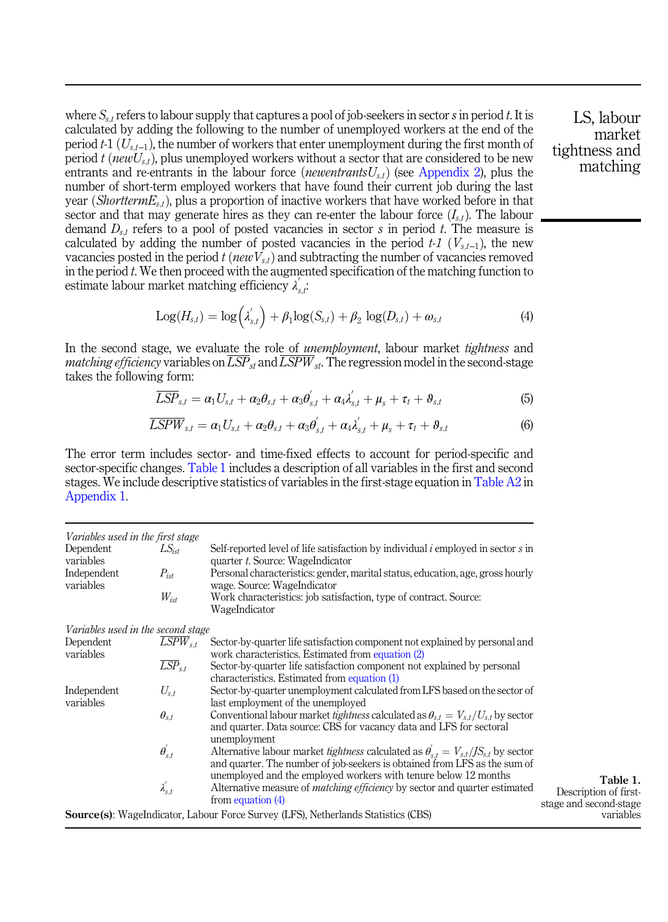where $S_{s,t}$ refers to labour supply that captures a pool of job-seekers in sector $s$ in period $t$. It is calculated by adding the following to the number of unemployed workers at the end of the period $t$-1 ($U_{s,t-1}$), the number of workers that enter unemployment during the first month of period $t$ ($newU_{s,t}$), plus unemployed workers without a sector that are considered to be new entrants and re-entrants in the labour force ($newentrantsU_{s,t}$) (see Appendix 2), plus the number of short-term employed workers that have found their current job during the last year ($ShorttermE_{s,t}$), plus a proportion of inactive workers that have worked before in that sector and that may generate hires as they can re-enter the labour force ($I_{s,t}$). The labour demand $D_{s,t}$ refers to a pool of posted vacancies in sector $s$ in period $t$. The measure is calculated by adding the number of posted vacancies in the period $t$-1 ($V_{s,t-1}$), the new vacancies posted in the period $t$ ($newV_{s,t}$) and subtracting the number of vacancies removed in the period $t$. We then proceed with the augmented specification of the matching function to estimate labour market matching efficiency $\lambda'_{s,t}$:

$$\text{Log}(H_{s,t}) = \log\left(\lambda'_{s,t}\right) + \beta_1 \log(S_{s,t}) + \beta_2 \log(D_{s,t}) + \omega_{s,t} \tag{4}$$

In the second stage, we evaluate the role of *unemployment*, labour market *tightness* and *matching efficiency* variables on $\overline{LSP}_{st}$ and $\overline{LSPW}_{st}$. The regression model in the second-stage takes the following form:

$$\overline{LSP}_{s,t} = \alpha_1 U_{s,t} + \alpha_2 \theta_{s,t} + \alpha_3 \theta'_{s,t} + \alpha_4 \lambda'_{s,t} + \mu_s + \tau_t + \vartheta_{s,t} \tag{5}$$

$$\overline{LSPW}_{s,t} = \alpha_1 U_{s,t} + \alpha_2 \theta_{s,t} + \alpha_3 \theta'_{s,t} + \alpha_4 \lambda'_{s,t} + \mu_s + \tau_t + \vartheta_{s,t} \tag{6}$$

The error term includes sector- and time-fixed effects to account for period-specific and sector-specific changes. Table 1 includes a description of all variables in the first and second stages. We include descriptive statistics of variables in the first-stage equation in Table A2 in Appendix 1.

| | | |
|---|---|---|
| *Variables used in the first stage* | | |
| Dependent variables | $LS_{ist}$ | Self-reported level of life satisfaction by individual $i$ employed in sector $s$ in quarter $t$. Source: WageIndicator |
| Independent variables | $P_{ist}$ | Personal characteristics: gender, marital status, education, age, gross hourly wage. Source: WageIndicator |
| | $W_{ist}$ | Work characteristics: job satisfaction, type of contract. Source: WageIndicator |
| *Variables used in the second stage* | | |
| Dependent variables | $\overline{LSPW}_{s,t}$ | Sector-by-quarter life satisfaction component not explained by personal and work characteristics. Estimated from equation (2) |
| | $\overline{LSP}_{s,t}$ | Sector-by-quarter life satisfaction component not explained by personal characteristics. Estimated from equation (1) |
| Independent variables | $U_{s,t}$ | Sector-by-quarter unemployment calculated from LFS based on the sector of last employment of the unemployed |
| | $\theta_{s,t}$ | Conventional labour market *tightness* calculated as $\theta_{s,t} = V_{s,t}/U_{s,t}$ by sector and quarter. Data source: CBS for vacancy data and LFS for sectoral unemployment |
| | $\theta'_{s,t}$ | Alternative labour market *tightness* calculated as $\theta'_{s,t} = V_{s,t}/JS_{s,t}$ by sector and quarter. The number of job-seekers is obtained from LFS as the sum of unemployed and the employed workers with tenure below 12 months |
| | $\lambda'_{s,t}$ | Alternative measure of *matching efficiency* by sector and quarter estimated from equation (4) |

**Source(s)**: WageIndicator, Labour Force Survey (LFS), Netherlands Statistics (CBS)

**Table 1.** Description of first-stage and second-stage variables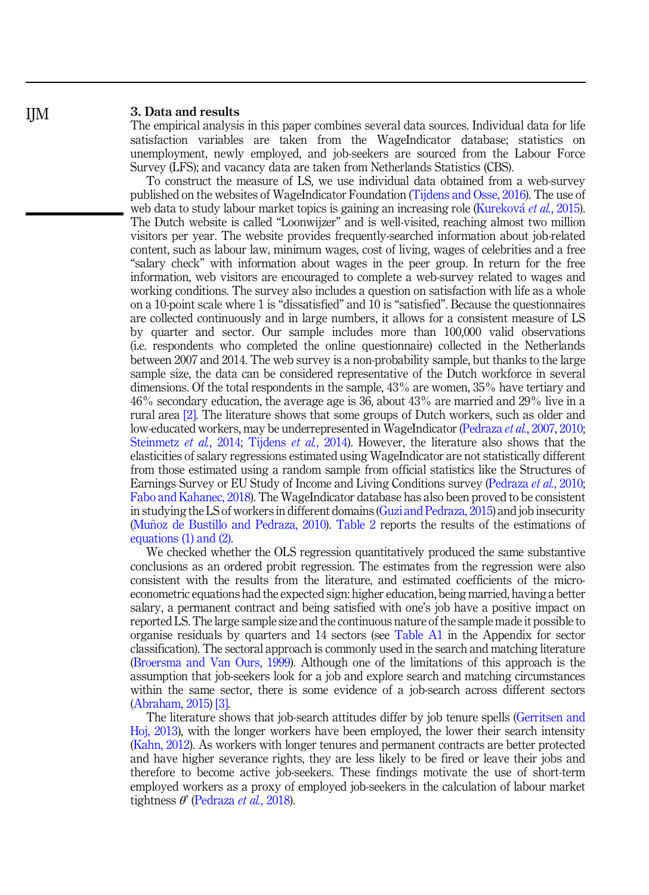## 3. Data and results

The empirical analysis in this paper combines several data sources. Individual data for life satisfaction variables are taken from the WageIndicator database; statistics on unemployment, newly employed, and job-seekers are sourced from the Labour Force Survey (LFS); and vacancy data are taken from Netherlands Statistics (CBS).

To construct the measure of LS, we use individual data obtained from a web-survey published on the websites of WageIndicator Foundation (Tijdens and Osse, 2016). The use of web data to study labour market topics is gaining an increasing role (Kureková *et al.*, 2015). The Dutch website is called "Loonwijzer" and is well-visited, reaching almost two million visitors per year. The website provides frequently-searched information about job-related content, such as labour law, minimum wages, cost of living, wages of celebrities and a free "salary check" with information about wages in the peer group. In return for the free information, web visitors are encouraged to complete a web-survey related to wages and working conditions. The survey also includes a question on satisfaction with life as a whole on a 10-point scale where 1 is "dissatisfied" and 10 is "satisfied". Because the questionnaires are collected continuously and in large numbers, it allows for a consistent measure of LS by quarter and sector. Our sample includes more than 100,000 valid observations (i.e. respondents who completed the online questionnaire) collected in the Netherlands between 2007 and 2014. The web survey is a non-probability sample, but thanks to the large sample size, the data can be considered representative of the Dutch workforce in several dimensions. Of the total respondents in the sample, 43% are women, 35% have tertiary and 46% secondary education, the average age is 36, about 43% are married and 29% live in a rural area [2]. The literature shows that some groups of Dutch workers, such as older and low-educated workers, may be underrepresented in WageIndicator (Pedraza *et al.*, 2007, 2010; Steinmetz *et al.*, 2014; Tijdens *et al.*, 2014). However, the literature also shows that the elasticities of salary regressions estimated using WageIndicator are not statistically different from those estimated using a random sample from official statistics like the Structures of Earnings Survey or EU Study of Income and Living Conditions survey (Pedraza *et al.*, 2010; Fabo and Kahanec, 2018). The WageIndicator database has also been proved to be consistent in studying the LS of workers in different domains (Guzi and Pedraza, 2015) and job insecurity (Muñoz de Bustillo and Pedraza, 2010). Table 2 reports the results of the estimations of equations (1) and (2).

We checked whether the OLS regression quantitatively produced the same substantive conclusions as an ordered probit regression. The estimates from the regression were also consistent with the results from the literature, and estimated coefficients of the micro-econometric equations had the expected sign: higher education, being married, having a better salary, a permanent contract and being satisfied with one's job have a positive impact on reported LS. The large sample size and the continuous nature of the sample made it possible to organise residuals by quarters and 14 sectors (see Table A1 in the Appendix for sector classification). The sectoral approach is commonly used in the search and matching literature (Broersma and Van Ours, 1999). Although one of the limitations of this approach is the assumption that job-seekers look for a job and explore search and matching circumstances within the same sector, there is some evidence of a job-search across different sectors (Abraham, 2015) [3].

The literature shows that job-search attitudes differ by job tenure spells (Gerritsen and Hoj, 2013), with the longer workers have been employed, the lower their search intensity (Kahn, 2012). As workers with longer tenures and permanent contracts are better protected and have higher severance rights, they are less likely to be fired or leave their jobs and therefore to become active job-seekers. These findings motivate the use of short-term employed workers as a proxy of employed job-seekers in the calculation of labour market tightness $\theta'$ (Pedraza *et al.*, 2018).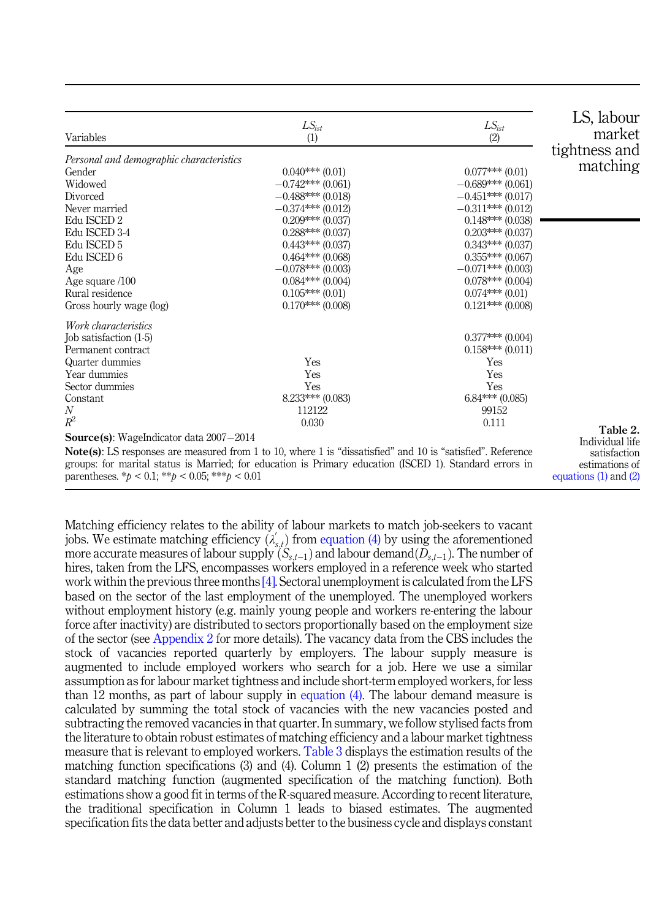**Table 2.** Individual life satisfaction estimations of equations (1) and (2)

| Variables | $LS_{ist}$ (1) | $LS_{ist}$ (2) |
|---|---|---|
| *Personal and demographic characteristics* | | |
| Gender | 0.040*** (0.01) | 0.077*** (0.01) |
| Widowed | −0.742*** (0.061) | −0.689*** (0.061) |
| Divorced | −0.488*** (0.018) | −0.451*** (0.017) |
| Never married | −0.374*** (0.012) | −0.311*** (0.012) |
| Edu ISCED 2 | 0.209*** (0.037) | 0.148*** (0.038) |
| Edu ISCED 3-4 | 0.288*** (0.037) | 0.203*** (0.037) |
| Edu ISCED 5 | 0.443*** (0.037) | 0.343*** (0.037) |
| Edu ISCED 6 | 0.464*** (0.068) | 0.355*** (0.067) |
| Age | −0.078*** (0.003) | −0.071*** (0.003) |
| Age square /100 | 0.084*** (0.004) | 0.078*** (0.004) |
| Rural residence | 0.105*** (0.01) | 0.074*** (0.01) |
| Gross hourly wage (log) | 0.170*** (0.008) | 0.121*** (0.008) |
| *Work characteristics* | | |
| Job satisfaction (1-5) | | 0.377*** (0.004) |
| Permanent contract | | 0.158*** (0.011) |
| Quarter dummies | Yes | Yes |
| Year dummies | Yes | Yes |
| Sector dummies | Yes | Yes |
| Constant | 8.233*** (0.083) | 6.84*** (0.085) |
| $N$ | 112122 | 99152 |
| $R^2$ | 0.030 | 0.111 |

**Source(s)**: WageIndicator data 2007−2014

**Note(s)**: LS responses are measured from 1 to 10, where 1 is "dissatisfied" and 10 is "satisfied". Reference groups: for marital status is Married; for education is Primary education (ISCED 1). Standard errors in parentheses. $*p < 0.1$; $**p < 0.05$; $***p < 0.01$

Matching efficiency relates to the ability of labour markets to match job-seekers to vacant jobs. We estimate matching efficiency ($\lambda'_{s,t}$) from equation (4) by using the aforementioned more accurate measures of labour supply ($S_{s,t-1}$) and labour demand($D_{s,t-1}$). The number of hires, taken from the LFS, encompasses workers employed in a reference week who started work within the previous three months [4]. Sectoral unemployment is calculated from the LFS based on the sector of the last employment of the unemployed. The unemployed workers without employment history (e.g. mainly young people and workers re-entering the labour force after inactivity) are distributed to sectors proportionally based on the employment size of the sector (see Appendix 2 for more details). The vacancy data from the CBS includes the stock of vacancies reported quarterly by employers. The labour supply measure is augmented to include employed workers who search for a job. Here we use a similar assumption as for labour market tightness and include short-term employed workers, for less than 12 months, as part of labour supply in equation (4). The labour demand measure is calculated by summing the total stock of vacancies with the new vacancies posted and subtracting the removed vacancies in that quarter. In summary, we follow stylised facts from the literature to obtain robust estimates of matching efficiency and a labour market tightness measure that is relevant to employed workers. Table 3 displays the estimation results of the matching function specifications (3) and (4). Column 1 (2) presents the estimation of the standard matching function (augmented specification of the matching function). Both estimations show a good fit in terms of the R-squared measure. According to recent literature, the traditional specification in Column 1 leads to biased estimates. The augmented specification fits the data better and adjusts better to the business cycle and displays constant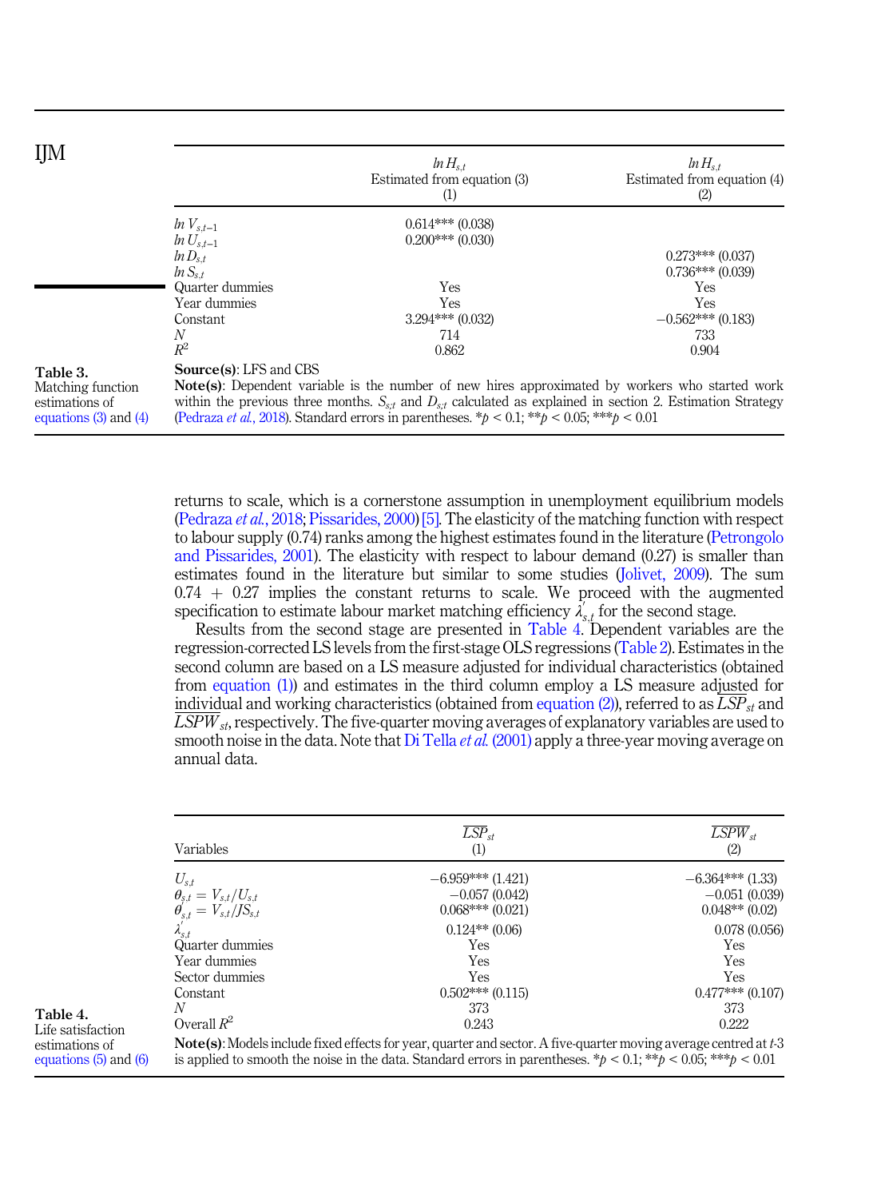Table 3. Matching function estimations of equations (3) and (4)

| | $ln H_{s,t}$ Estimated from equation (3) (1) | $ln H_{s,t}$ Estimated from equation (4) (2) |
|---|---|---|
| $ln V_{s,t-1}$ | 0.614*** (0.038) | |
| $ln U_{s,t-1}$ | 0.200*** (0.030) | |
| $ln D_{s,t}$ | | 0.273*** (0.037) |
| $ln S_{s,t}$ | | 0.736*** (0.039) |
| Quarter dummies | Yes | Yes |
| Year dummies | Yes | Yes |
| Constant | 3.294*** (0.032) | −0.562*** (0.183) |
| $N$ | 714 | 733 |
| $R^2$ | 0.862 | 0.904 |

**Source(s)**: LFS and CBS

**Note(s)**: Dependent variable is the number of new hires approximated by workers who started work within the previous three months. $S_{s;t}$ and $D_{s;t}$ calculated as explained in section 2. Estimation Strategy (Pedraza *et al.*, 2018). Standard errors in parentheses. *$p$ < 0.1; **$p$ < 0.05; ***$p$ < 0.01

returns to scale, which is a cornerstone assumption in unemployment equilibrium models (Pedraza *et al.*, 2018; Pissarides, 2000) [5]. The elasticity of the matching function with respect to labour supply (0.74) ranks among the highest estimates found in the literature (Petrongolo and Pissarides, 2001). The elasticity with respect to labour demand (0.27) is smaller than estimates found in the literature but similar to some studies (Jolivet, 2009). The sum 0.74 + 0.27 implies the constant returns to scale. We proceed with the augmented specification to estimate labour market matching efficiency $\lambda'_{s,t}$ for the second stage.

Results from the second stage are presented in Table 4. Dependent variables are the regression-corrected LS levels from the first-stage OLS regressions (Table 2). Estimates in the second column are based on a LS measure adjusted for individual characteristics (obtained from equation (1)) and estimates in the third column employ a LS measure adjusted for individual and working characteristics (obtained from equation (2)), referred to as $\overline{LSP}_{st}$ and $\overline{LSPW}_{st}$, respectively. The five-quarter moving averages of explanatory variables are used to smooth noise in the data. Note that Di Tella *et al.* (2001) apply a three-year moving average on annual data.

Table 4. Life satisfaction estimations of equations (5) and (6)

| Variables | $\overline{LSP}_{st}$ (1) | $\overline{LSPW}_{st}$ (2) |
|---|---|---|
| $U_{s,t}$ | −6.959*** (1.421) | −6.364*** (1.33) |
| $\theta_{s,t} = V_{s,t}/U_{s,t}$ | −0.057 (0.042) | −0.051 (0.039) |
| $\theta'_{s,t} = V_{s,t}/JS_{s,t}$ | 0.068*** (0.021) | 0.048** (0.02) |
| $\lambda'_{s,t}$ | 0.124** (0.06) | 0.078 (0.056) |
| Quarter dummies | Yes | Yes |
| Year dummies | Yes | Yes |
| Sector dummies | Yes | Yes |
| Constant | 0.502*** (0.115) | 0.477*** (0.107) |
| $N$ | 373 | 373 |
| Overall $R^2$ | 0.243 | 0.222 |

**Note(s)**: Models include fixed effects for year, quarter and sector. A five-quarter moving average centred at $t$-3 is applied to smooth the noise in the data. Standard errors in parentheses. *$p$ < 0.1; **$p$ < 0.05; ***$p$ < 0.01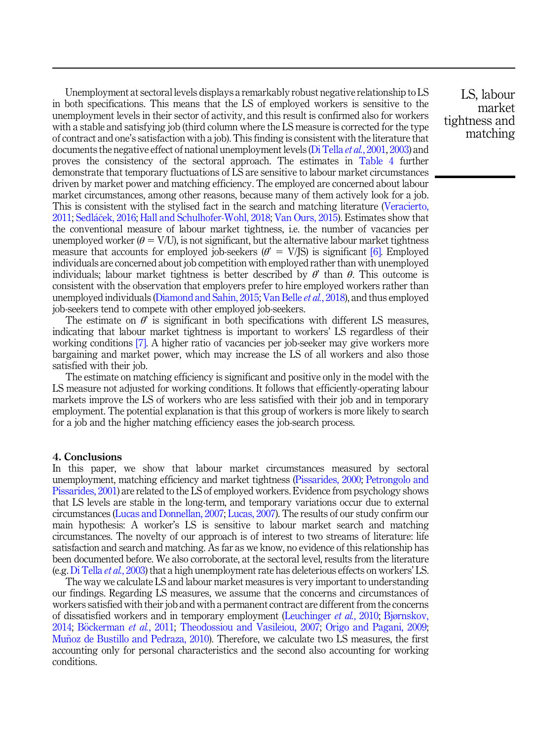Unemployment at sectoral levels displays a remarkably robust negative relationship to LS in both specifications. This means that the LS of employed workers is sensitive to the unemployment levels in their sector of activity, and this result is confirmed also for workers with a stable and satisfying job (third column where the LS measure is corrected for the type of contract and one's satisfaction with a job). This finding is consistent with the literature that documents the negative effect of national unemployment levels (Di Tella *et al.*, 2001, 2003) and proves the consistency of the sectoral approach. The estimates in Table 4 further demonstrate that temporary fluctuations of LS are sensitive to labour market circumstances driven by market power and matching efficiency. The employed are concerned about labour market circumstances, among other reasons, because many of them actively look for a job. This is consistent with the stylised fact in the search and matching literature (Veracierto, 2011; Sedláček, 2016; Hall and Schulhofer-Wohl, 2018; Van Ours, 2015). Estimates show that the conventional measure of labour market tightness, i.e. the number of vacancies per unemployed worker ($\theta$ = V/U), is not significant, but the alternative labour market tightness measure that accounts for employed job-seekers ($\theta' = $ V/JS) is significant [6]. Employed individuals are concerned about job competition with employed rather than with unemployed individuals; labour market tightness is better described by $\theta'$ than $\theta$. This outcome is consistent with the observation that employers prefer to hire employed workers rather than unemployed individuals (Diamond and Sahin, 2015; Van Belle *et al.*, 2018), and thus employed job-seekers tend to compete with other employed job-seekers.

The estimate on $\theta'$ is significant in both specifications with different LS measures, indicating that labour market tightness is important to workers' LS regardless of their working conditions [7]. A higher ratio of vacancies per job-seeker may give workers more bargaining and market power, which may increase the LS of all workers and also those satisfied with their job.

The estimate on matching efficiency is significant and positive only in the model with the LS measure not adjusted for working conditions. It follows that efficiently-operating labour markets improve the LS of workers who are less satisfied with their job and in temporary employment. The potential explanation is that this group of workers is more likely to search for a job and the higher matching efficiency eases the job-search process.

## 4. Conclusions

In this paper, we show that labour market circumstances measured by sectoral unemployment, matching efficiency and market tightness (Pissarides, 2000; Petrongolo and Pissarides, 2001) are related to the LS of employed workers. Evidence from psychology shows that LS levels are stable in the long-term, and temporary variations occur due to external circumstances (Lucas and Donnellan, 2007; Lucas, 2007). The results of our study confirm our main hypothesis: A worker's LS is sensitive to labour market search and matching circumstances. The novelty of our approach is of interest to two streams of literature: life satisfaction and search and matching. As far as we know, no evidence of this relationship has been documented before. We also corroborate, at the sectoral level, results from the literature (e.g. Di Tella *et al.*, 2003) that a high unemployment rate has deleterious effects on workers' LS.

The way we calculate LS and labour market measures is very important to understanding our findings. Regarding LS measures, we assume that the concerns and circumstances of workers satisfied with their job and with a permanent contract are different from the concerns of dissatisfied workers and in temporary employment (Leuchinger *et al.*, 2010; Bjørnskov, 2014; Böckerman *et al.*, 2011; Theodossiou and Vasileiou, 2007; Origo and Pagani, 2009; Muñoz de Bustillo and Pedraza, 2010). Therefore, we calculate two LS measures, the first accounting only for personal characteristics and the second also accounting for working conditions.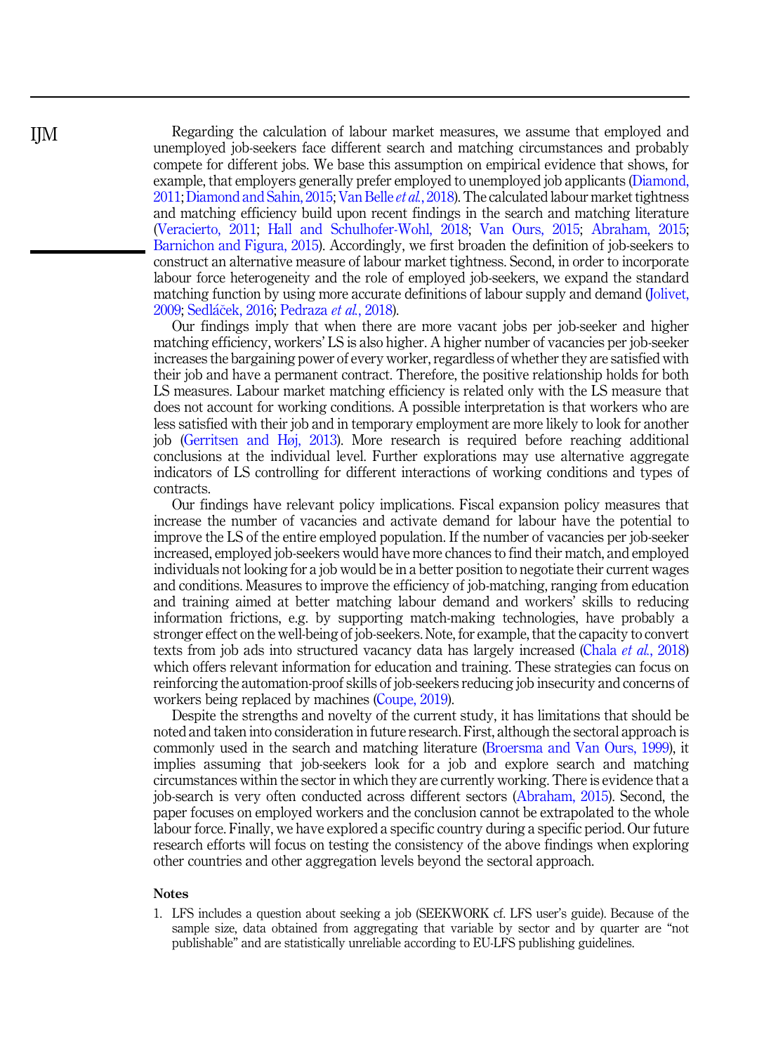Regarding the calculation of labour market measures, we assume that employed and unemployed job-seekers face different search and matching circumstances and probably compete for different jobs. We base this assumption on empirical evidence that shows, for example, that employers generally prefer employed to unemployed job applicants (Diamond, 2011; Diamond and Sahin, 2015; Van Belle *et al.*, 2018). The calculated labour market tightness and matching efficiency build upon recent findings in the search and matching literature (Veracierto, 2011; Hall and Schulhofer-Wohl, 2018; Van Ours, 2015; Abraham, 2015; Barnichon and Figura, 2015). Accordingly, we first broaden the definition of job-seekers to construct an alternative measure of labour market tightness. Second, in order to incorporate labour force heterogeneity and the role of employed job-seekers, we expand the standard matching function by using more accurate definitions of labour supply and demand (Jolivet, 2009; Sedláček, 2016; Pedraza *et al.*, 2018).

Our findings imply that when there are more vacant jobs per job-seeker and higher matching efficiency, workers' LS is also higher. A higher number of vacancies per job-seeker increases the bargaining power of every worker, regardless of whether they are satisfied with their job and have a permanent contract. Therefore, the positive relationship holds for both LS measures. Labour market matching efficiency is related only with the LS measure that does not account for working conditions. A possible interpretation is that workers who are less satisfied with their job and in temporary employment are more likely to look for another job (Gerritsen and Høj, 2013). More research is required before reaching additional conclusions at the individual level. Further explorations may use alternative aggregate indicators of LS controlling for different interactions of working conditions and types of contracts.

Our findings have relevant policy implications. Fiscal expansion policy measures that increase the number of vacancies and activate demand for labour have the potential to improve the LS of the entire employed population. If the number of vacancies per job-seeker increased, employed job-seekers would have more chances to find their match, and employed individuals not looking for a job would be in a better position to negotiate their current wages and conditions. Measures to improve the efficiency of job-matching, ranging from education and training aimed at better matching labour demand and workers' skills to reducing information frictions, e.g. by supporting match-making technologies, have probably a stronger effect on the well-being of job-seekers. Note, for example, that the capacity to convert texts from job ads into structured vacancy data has largely increased (Chala *et al.*, 2018) which offers relevant information for education and training. These strategies can focus on reinforcing the automation-proof skills of job-seekers reducing job insecurity and concerns of workers being replaced by machines (Coupe, 2019).

Despite the strengths and novelty of the current study, it has limitations that should be noted and taken into consideration in future research. First, although the sectoral approach is commonly used in the search and matching literature (Broersma and Van Ours, 1999), it implies assuming that job-seekers look for a job and explore search and matching circumstances within the sector in which they are currently working. There is evidence that a job-search is very often conducted across different sectors (Abraham, 2015). Second, the paper focuses on employed workers and the conclusion cannot be extrapolated to the whole labour force. Finally, we have explored a specific country during a specific period. Our future research efforts will focus on testing the consistency of the above findings when exploring other countries and other aggregation levels beyond the sectoral approach.

## Notes

1. LFS includes a question about seeking a job (SEEKWORK cf. LFS user's guide). Because of the sample size, data obtained from aggregating that variable by sector and by quarter are "not publishable" and are statistically unreliable according to EU-LFS publishing guidelines.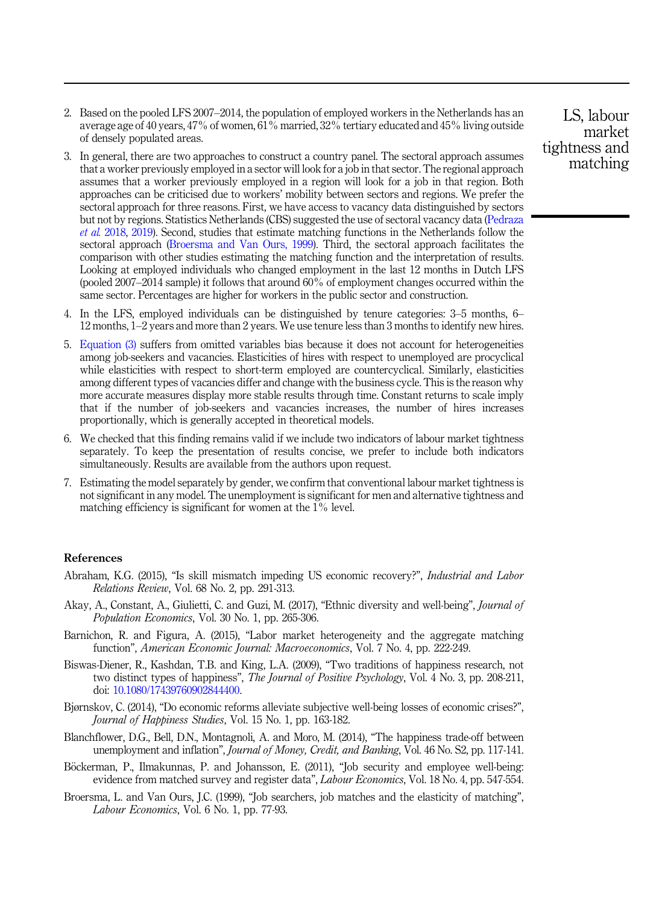2. Based on the pooled LFS 2007–2014, the population of employed workers in the Netherlands has an average age of 40 years, 47% of women, 61% married, 32% tertiary educated and 45% living outside of densely populated areas.
3. In general, there are two approaches to construct a country panel. The sectoral approach assumes that a worker previously employed in a sector will look for a job in that sector. The regional approach assumes that a worker previously employed in a region will look for a job in that region. Both approaches can be criticised due to workers' mobility between sectors and regions. We prefer the sectoral approach for three reasons. First, we have access to vacancy data distinguished by sectors but not by regions. Statistics Netherlands (CBS) suggested the use of sectoral vacancy data (Pedraza *et al.* 2018, 2019). Second, studies that estimate matching functions in the Netherlands follow the sectoral approach (Broersma and Van Ours, 1999). Third, the sectoral approach facilitates the comparison with other studies estimating the matching function and the interpretation of results. Looking at employed individuals who changed employment in the last 12 months in Dutch LFS (pooled 2007–2014 sample) it follows that around 60% of employment changes occurred within the same sector. Percentages are higher for workers in the public sector and construction.
4. In the LFS, employed individuals can be distinguished by tenure categories: 3–5 months, 6–12 months, 1–2 years and more than 2 years. We use tenure less than 3 months to identify new hires.
5. Equation (3) suffers from omitted variables bias because it does not account for heterogeneities among job-seekers and vacancies. Elasticities of hires with respect to unemployed are procyclical while elasticities with respect to short-term employed are countercyclical. Similarly, elasticities among different types of vacancies differ and change with the business cycle. This is the reason why more accurate measures display more stable results through time. Constant returns to scale imply that if the number of job-seekers and vacancies increases, the number of hires increases proportionally, which is generally accepted in theoretical models.
6. We checked that this finding remains valid if we include two indicators of labour market tightness separately. To keep the presentation of results concise, we prefer to include both indicators simultaneously. Results are available from the authors upon request.
7. Estimating the model separately by gender, we confirm that conventional labour market tightness is not significant in any model. The unemployment is significant for men and alternative tightness and matching efficiency is significant for women at the 1% level.

## References

Abraham, K.G. (2015), "Is skill mismatch impeding US economic recovery?", *Industrial and Labor Relations Review*, Vol. 68 No. 2, pp. 291-313.

Akay, A., Constant, A., Giulietti, C. and Guzi, M. (2017), "Ethnic diversity and well-being", *Journal of Population Economics*, Vol. 30 No. 1, pp. 265-306.

Barnichon, R. and Figura, A. (2015), "Labor market heterogeneity and the aggregate matching function", *American Economic Journal: Macroeconomics*, Vol. 7 No. 4, pp. 222-249.

Biswas-Diener, R., Kashdan, T.B. and King, L.A. (2009), "Two traditions of happiness research, not two distinct types of happiness", *The Journal of Positive Psychology*, Vol. 4 No. 3, pp. 208-211, doi: 10.1080/17439760902844400.

Bjørnskov, C. (2014), "Do economic reforms alleviate subjective well-being losses of economic crises?", *Journal of Happiness Studies*, Vol. 15 No. 1, pp. 163-182.

Blanchflower, D.G., Bell, D.N., Montagnoli, A. and Moro, M. (2014), "The happiness trade-off between unemployment and inflation", *Journal of Money, Credit, and Banking*, Vol. 46 No. S2, pp. 117-141.

Böckerman, P., Ilmakunnas, P. and Johansson, E. (2011), "Job security and employee well-being: evidence from matched survey and register data", *Labour Economics*, Vol. 18 No. 4, pp. 547-554.

Broersma, L. and Van Ours, J.C. (1999), "Job searchers, job matches and the elasticity of matching", *Labour Economics*, Vol. 6 No. 1, pp. 77-93.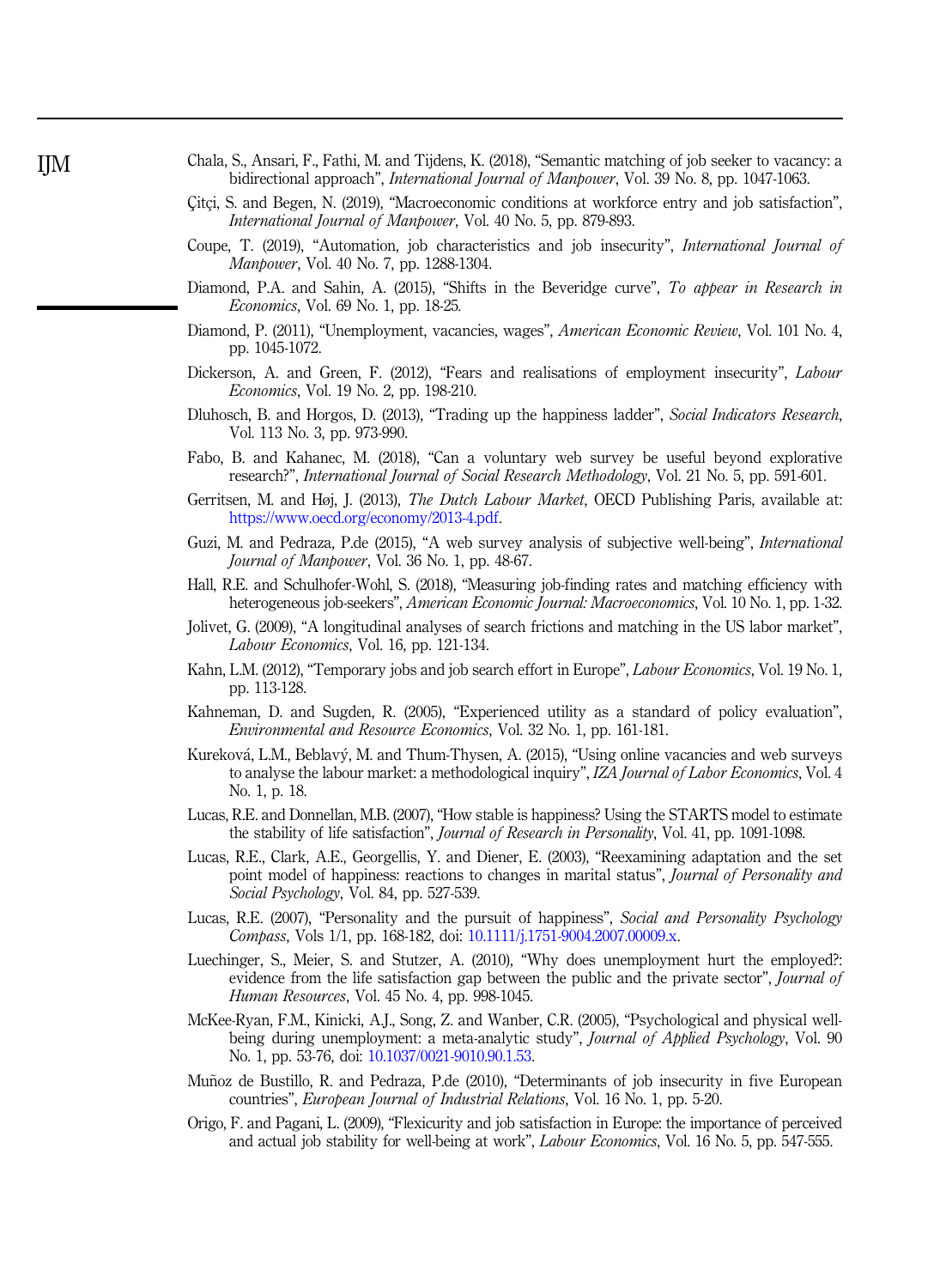Chala, S., Ansari, F., Fathi, M. and Tijdens, K. (2018), "Semantic matching of job seeker to vacancy: a bidirectional approach", *International Journal of Manpower*, Vol. 39 No. 8, pp. 1047-1063.

Çitçi, S. and Begen, N. (2019), "Macroeconomic conditions at workforce entry and job satisfaction", *International Journal of Manpower*, Vol. 40 No. 5, pp. 879-893.

Coupe, T. (2019), "Automation, job characteristics and job insecurity", *International Journal of Manpower*, Vol. 40 No. 7, pp. 1288-1304.

Diamond, P.A. and Sahin, A. (2015), "Shifts in the Beveridge curve", *To appear in Research in Economics*, Vol. 69 No. 1, pp. 18-25.

Diamond, P. (2011), "Unemployment, vacancies, wages", *American Economic Review*, Vol. 101 No. 4, pp. 1045-1072.

Dickerson, A. and Green, F. (2012), "Fears and realisations of employment insecurity", *Labour Economics*, Vol. 19 No. 2, pp. 198-210.

Dluhosch, B. and Horgos, D. (2013), "Trading up the happiness ladder", *Social Indicators Research*, Vol. 113 No. 3, pp. 973-990.

Fabo, B. and Kahanec, M. (2018), "Can a voluntary web survey be useful beyond explorative research?", *International Journal of Social Research Methodology*, Vol. 21 No. 5, pp. 591-601.

Gerritsen, M. and Høj, J. (2013), *The Dutch Labour Market*, OECD Publishing Paris, available at: https://www.oecd.org/economy/2013-4.pdf.

Guzi, M. and Pedraza, P.de (2015), "A web survey analysis of subjective well-being", *International Journal of Manpower*, Vol. 36 No. 1, pp. 48-67.

Hall, R.E. and Schulhofer-Wohl, S. (2018), "Measuring job-finding rates and matching efficiency with heterogeneous job-seekers", *American Economic Journal: Macroeconomics*, Vol. 10 No. 1, pp. 1-32.

Jolivet, G. (2009), "A longitudinal analyses of search frictions and matching in the US labor market", *Labour Economics*, Vol. 16, pp. 121-134.

Kahn, L.M. (2012), "Temporary jobs and job search effort in Europe", *Labour Economics*, Vol. 19 No. 1, pp. 113-128.

Kahneman, D. and Sugden, R. (2005), "Experienced utility as a standard of policy evaluation", *Environmental and Resource Economics*, Vol. 32 No. 1, pp. 161-181.

Kureková, L.M., Beblavý, M. and Thum-Thysen, A. (2015), "Using online vacancies and web surveys to analyse the labour market: a methodological inquiry", *IZA Journal of Labor Economics*, Vol. 4 No. 1, p. 18.

Lucas, R.E. and Donnellan, M.B. (2007), "How stable is happiness? Using the STARTS model to estimate the stability of life satisfaction", *Journal of Research in Personality*, Vol. 41, pp. 1091-1098.

Lucas, R.E., Clark, A.E., Georgellis, Y. and Diener, E. (2003), "Reexamining adaptation and the set point model of happiness: reactions to changes in marital status", *Journal of Personality and Social Psychology*, Vol. 84, pp. 527-539.

Lucas, R.E. (2007), "Personality and the pursuit of happiness", *Social and Personality Psychology Compass*, Vols 1/1, pp. 168-182, doi: 10.1111/j.1751-9004.2007.00009.x.

Luechinger, S., Meier, S. and Stutzer, A. (2010), "Why does unemployment hurt the employed?: evidence from the life satisfaction gap between the public and the private sector", *Journal of Human Resources*, Vol. 45 No. 4, pp. 998-1045.

McKee-Ryan, F.M., Kinicki, A.J., Song, Z. and Wanber, C.R. (2005), "Psychological and physical well-being during unemployment: a meta-analytic study", *Journal of Applied Psychology*, Vol. 90 No. 1, pp. 53-76, doi: 10.1037/0021-9010.90.1.53.

Muñoz de Bustillo, R. and Pedraza, P.de (2010), "Determinants of job insecurity in five European countries", *European Journal of Industrial Relations*, Vol. 16 No. 1, pp. 5-20.

Origo, F. and Pagani, L. (2009), "Flexicurity and job satisfaction in Europe: the importance of perceived and actual job stability for well-being at work", *Labour Economics*, Vol. 16 No. 5, pp. 547-555.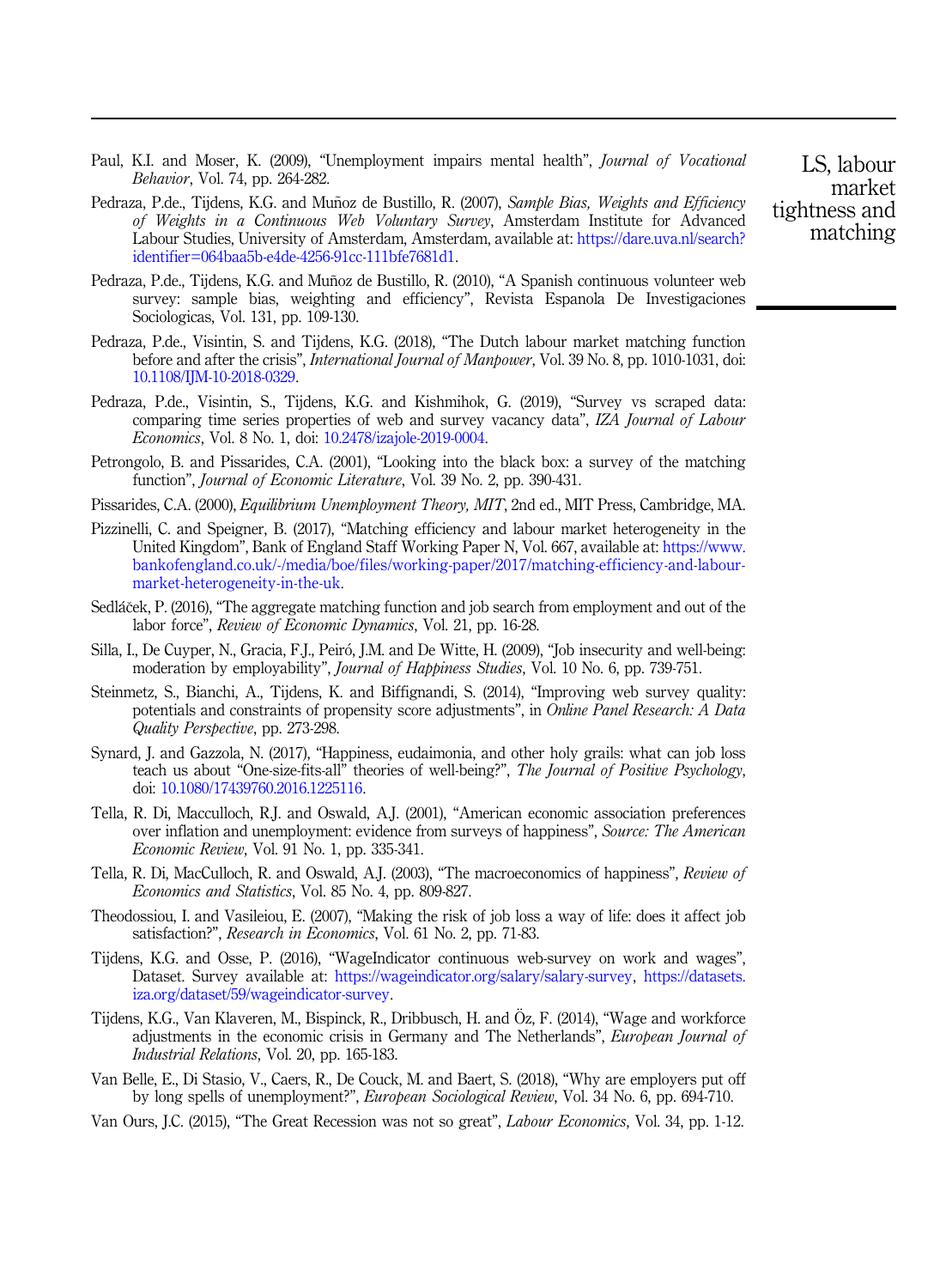Paul, K.I. and Moser, K. (2009), "Unemployment impairs mental health", *Journal of Vocational Behavior*, Vol. 74, pp. 264-282.

Pedraza, P.de., Tijdens, K.G. and Muñoz de Bustillo, R. (2007), *Sample Bias, Weights and Efficiency of Weights in a Continuous Web Voluntary Survey*, Amsterdam Institute for Advanced Labour Studies, University of Amsterdam, Amsterdam, available at: https://dare.uva.nl/search?identifier=064baa5b-e4de-4256-91cc-111bfe7681d1.

Pedraza, P.de., Tijdens, K.G. and Muñoz de Bustillo, R. (2010), "A Spanish continuous volunteer web survey: sample bias, weighting and efficiency", Revista Espanola De Investigaciones Sociologicas, Vol. 131, pp. 109-130.

Pedraza, P.de., Visintin, S. and Tijdens, K.G. (2018), "The Dutch labour market matching function before and after the crisis", *International Journal of Manpower*, Vol. 39 No. 8, pp. 1010-1031, doi: 10.1108/IJM-10-2018-0329.

Pedraza, P.de., Visintin, S., Tijdens, K.G. and Kishmihok, G. (2019), "Survey vs scraped data: comparing time series properties of web and survey vacancy data", *IZA Journal of Labour Economics*, Vol. 8 No. 1, doi: 10.2478/izajole-2019-0004.

Petrongolo, B. and Pissarides, C.A. (2001), "Looking into the black box: a survey of the matching function", *Journal of Economic Literature*, Vol. 39 No. 2, pp. 390-431.

Pissarides, C.A. (2000), *Equilibrium Unemployment Theory, MIT*, 2nd ed., MIT Press, Cambridge, MA.

Pizzinelli, C. and Speigner, B. (2017), "Matching efficiency and labour market heterogeneity in the United Kingdom", Bank of England Staff Working Paper N, Vol. 667, available at: https://www.bankofengland.co.uk/-/media/boe/files/working-paper/2017/matching-efficiency-and-labour-market-heterogeneity-in-the-uk.

Sedláček, P. (2016), "The aggregate matching function and job search from employment and out of the labor force", *Review of Economic Dynamics*, Vol. 21, pp. 16-28.

Silla, I., De Cuyper, N., Gracia, F.J., Peiró, J.M. and De Witte, H. (2009), "Job insecurity and well-being: moderation by employability", *Journal of Happiness Studies*, Vol. 10 No. 6, pp. 739-751.

Steinmetz, S., Bianchi, A., Tijdens, K. and Biffignandi, S. (2014), "Improving web survey quality: potentials and constraints of propensity score adjustments", in *Online Panel Research: A Data Quality Perspective*, pp. 273-298.

Synard, J. and Gazzola, N. (2017), "Happiness, eudaimonia, and other holy grails: what can job loss teach us about "One-size-fits-all" theories of well-being?", *The Journal of Positive Psychology*, doi: 10.1080/17439760.2016.1225116.

Tella, R. Di, Macculloch, R.J. and Oswald, A.J. (2001), "American economic association preferences over inflation and unemployment: evidence from surveys of happiness", *Source: The American Economic Review*, Vol. 91 No. 1, pp. 335-341.

Tella, R. Di, MacCulloch, R. and Oswald, A.J. (2003), "The macroeconomics of happiness", *Review of Economics and Statistics*, Vol. 85 No. 4, pp. 809-827.

Theodossiou, I. and Vasileiou, E. (2007), "Making the risk of job loss a way of life: does it affect job satisfaction?", *Research in Economics*, Vol. 61 No. 2, pp. 71-83.

Tijdens, K.G. and Osse, P. (2016), "WageIndicator continuous web-survey on work and wages", Dataset. Survey available at: https://wageindicator.org/salary/salary-survey, https://datasets.iza.org/dataset/59/wageindicator-survey.

Tijdens, K.G., Van Klaveren, M., Bispinck, R., Dribbusch, H. and Öz, F. (2014), "Wage and workforce adjustments in the economic crisis in Germany and The Netherlands", *European Journal of Industrial Relations*, Vol. 20, pp. 165-183.

Van Belle, E., Di Stasio, V., Caers, R., De Couck, M. and Baert, S. (2018), "Why are employers put off by long spells of unemployment?", *European Sociological Review*, Vol. 34 No. 6, pp. 694-710.

Van Ours, J.C. (2015), "The Great Recession was not so great", *Labour Economics*, Vol. 34, pp. 1-12.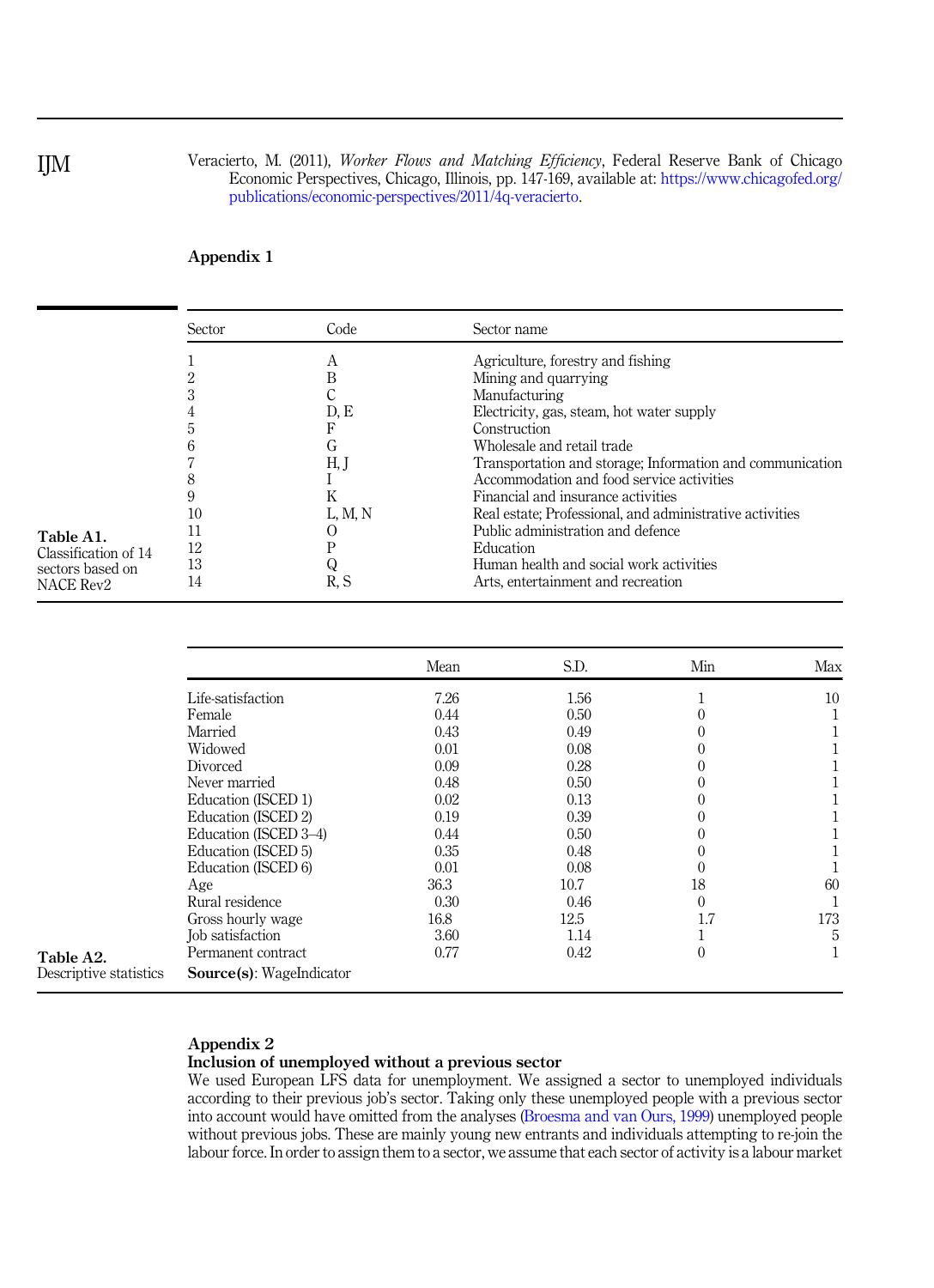Veracierto, M. (2011), *Worker Flows and Matching Efficiency*, Federal Reserve Bank of Chicago Economic Perspectives, Chicago, Illinois, pp. 147-169, available at: https://www.chicagofed.org/publications/economic-perspectives/2011/4q-veracierto.

## Appendix 1

**Table A1.** Classification of 14 sectors based on NACE Rev2

| Sector | Code | Sector name |
|---|---|---|
| 1 | A | Agriculture, forestry and fishing |
| 2 | B | Mining and quarrying |
| 3 | C | Manufacturing |
| 4 | D, E | Electricity, gas, steam, hot water supply |
| 5 | F | Construction |
| 6 | G | Wholesale and retail trade |
| 7 | H, J | Transportation and storage; Information and communication |
| 8 | I | Accommodation and food service activities |
| 9 | K | Financial and insurance activities |
| 10 | L, M, N | Real estate; Professional, and administrative activities |
| 11 | O | Public administration and defence |
| 12 | P | Education |
| 13 | Q | Human health and social work activities |
| 14 | R, S | Arts, entertainment and recreation |

**Table A2.** Descriptive statistics

| | Mean | S.D. | Min | Max |
|---|---|---|---|---|
| Life-satisfaction | 7.26 | 1.56 | 1 | 10 |
| Female | 0.44 | 0.50 | 0 | 1 |
| Married | 0.43 | 0.49 | 0 | 1 |
| Widowed | 0.01 | 0.08 | 0 | 1 |
| Divorced | 0.09 | 0.28 | 0 | 1 |
| Never married | 0.48 | 0.50 | 0 | 1 |
| Education (ISCED 1) | 0.02 | 0.13 | 0 | 1 |
| Education (ISCED 2) | 0.19 | 0.39 | 0 | 1 |
| Education (ISCED 3–4) | 0.44 | 0.50 | 0 | 1 |
| Education (ISCED 5) | 0.35 | 0.48 | 0 | 1 |
| Education (ISCED 6) | 0.01 | 0.08 | 0 | 1 |
| Age | 36.3 | 10.7 | 18 | 60 |
| Rural residence | 0.30 | 0.46 | 0 | 1 |
| Gross hourly wage | 16.8 | 12.5 | 1.7 | 173 |
| Job satisfaction | 3.60 | 1.14 | 1 | 5 |
| Permanent contract | 0.77 | 0.42 | 0 | 1 |

**Source(s)**: WageIndicator

## Appendix 2

### Inclusion of unemployed without a previous sector

We used European LFS data for unemployment. We assigned a sector to unemployed individuals according to their previous job's sector. Taking only these unemployed people with a previous sector into account would have omitted from the analyses (Broesma and van Ours, 1999) unemployed people without previous jobs. These are mainly young new entrants and individuals attempting to re-join the labour force. In order to assign them to a sector, we assume that each sector of activity is a labour market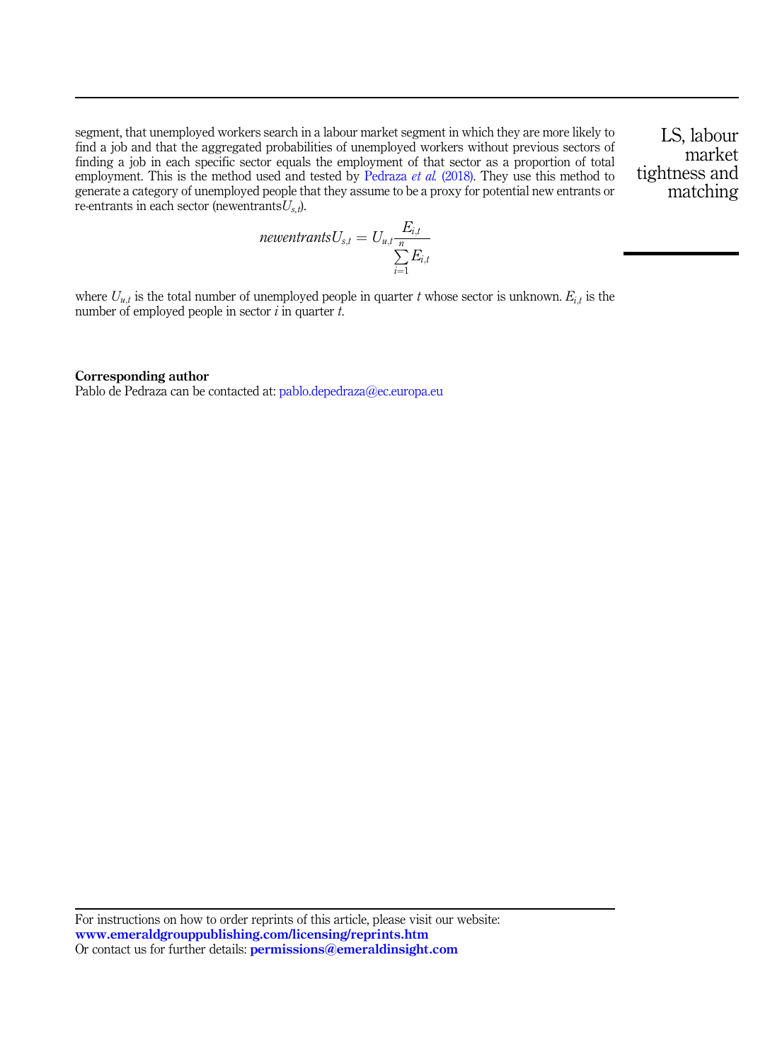segment, that unemployed workers search in a labour market segment in which they are more likely to find a job and that the aggregated probabilities of unemployed workers without previous sectors of finding a job in each specific sector equals the employment of that sector as a proportion of total employment. This is the method used and tested by Pedraza *et al.* (2018). They use this method to generate a category of unemployed people that they assume to be a proxy for potential new entrants or re-entrants in each sector (newentrants$U_{s,t}$).

$$newentrantsU_{s,t} = U_{u,t}\frac{E_{i,t}}{\sum_{i=1}^{n} E_{i,t}}$$

where $U_{u,t}$ is the total number of unemployed people in quarter $t$ whose sector is unknown. $E_{i,t}$ is the number of employed people in sector $i$ in quarter $t$.

**Corresponding author**

Pablo de Pedraza can be contacted at: pablo.depedraza@ec.europa.eu

For instructions on how to order reprints of this article, please visit our website:
**www.emeraldgrouppublishing.com/licensing/reprints.htm**
Or contact us for further details: **permissions@emeraldinsight.com**